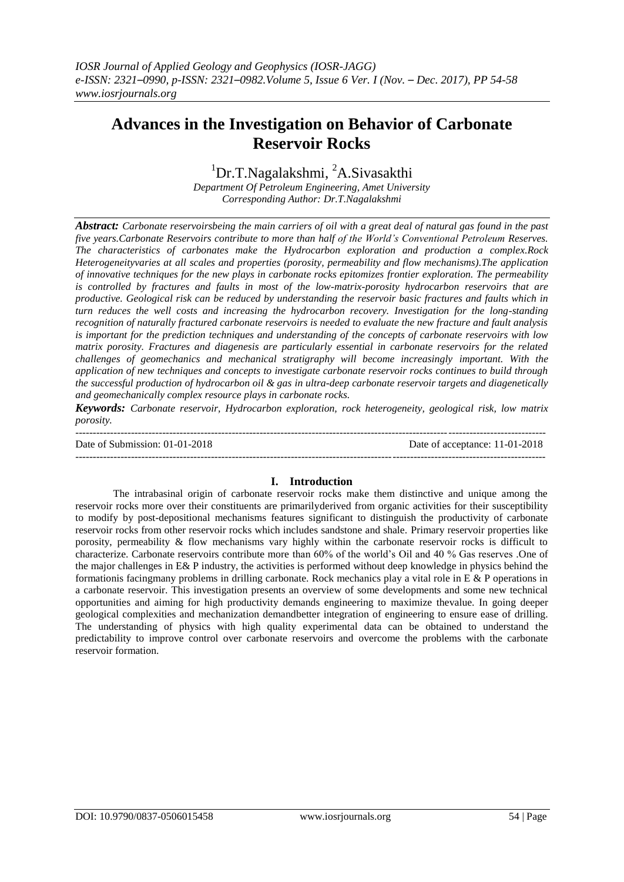# Advances in the Investigation on Behavior of Carbonate Reservoir Rocks

[1]Dr.T.Nagalakshmi, [2]A.Sivasakthi

*Department Of Petroleum Engineering, Amet University*
*Corresponding Author: Dr.T.Nagalakshmi*

***Abstract:*** *Carbonate reservoirsbeing the main carriers of oil with a great deal of natural gas found in the past five years.Carbonate Reservoirs contribute to more than half of the World's Conventional Petroleum Reserves. The characteristics of carbonates make the Hydrocarbon exploration and production a complex.Rock Heterogeneityvaries at all scales and properties (porosity, permeability and flow mechanisms).The application of innovative techniques for the new plays in carbonate rocks epitomizes frontier exploration. The permeability is controlled by fractures and faults in most of the low-matrix-porosity hydrocarbon reservoirs that are productive. Geological risk can be reduced by understanding the reservoir basic fractures and faults which in turn reduces the well costs and increasing the hydrocarbon recovery. Investigation for the long-standing recognition of naturally fractured carbonate reservoirs is needed to evaluate the new fracture and fault analysis is important for the prediction techniques and understanding of the concepts of carbonate reservoirs with low matrix porosity. Fractures and diagenesis are particularly essential in carbonate reservoirs for the related challenges of geomechanics and mechanical stratigraphy will become increasingly important. With the application of new techniques and concepts to investigate carbonate reservoir rocks continues to build through the successful production of hydrocarbon oil & gas in ultra-deep carbonate reservoir targets and diagenetically and geomechanically complex resource plays in carbonate rocks.*

***Keywords:*** *Carbonate reservoir, Hydrocarbon exploration, rock heterogeneity, geological risk, low matrix porosity.*

---

Date of Submission: 01-01-2018 Date of acceptance: 11-01-2018

---

## I. Introduction

The intrabasinal origin of carbonate reservoir rocks make them distinctive and unique among the reservoir rocks more over their constituents are primarilyderived from organic activities for their susceptibility to modify by post-depositional mechanisms features significant to distinguish the productivity of carbonate reservoir rocks from other reservoir rocks which includes sandstone and shale. Primary reservoir properties like porosity, permeability & flow mechanisms vary highly within the carbonate reservoir rocks is difficult to characterize. Carbonate reservoirs contribute more than 60% of the world's Oil and 40 % Gas reserves .One of the major challenges in E& P industry, the activities is performed without deep knowledge in physics behind the formationis facingmany problems in drilling carbonate. Rock mechanics play a vital role in E & P operations in a carbonate reservoir. This investigation presents an overview of some developments and some new technical opportunities and aiming for high productivity demands engineering to maximize thevalue. In going deeper geological complexities and mechanization demandbetter integration of engineering to ensure ease of drilling. The understanding of physics with high quality experimental data can be obtained to understand the predictability to improve control over carbonate reservoirs and overcome the problems with the carbonate reservoir formation.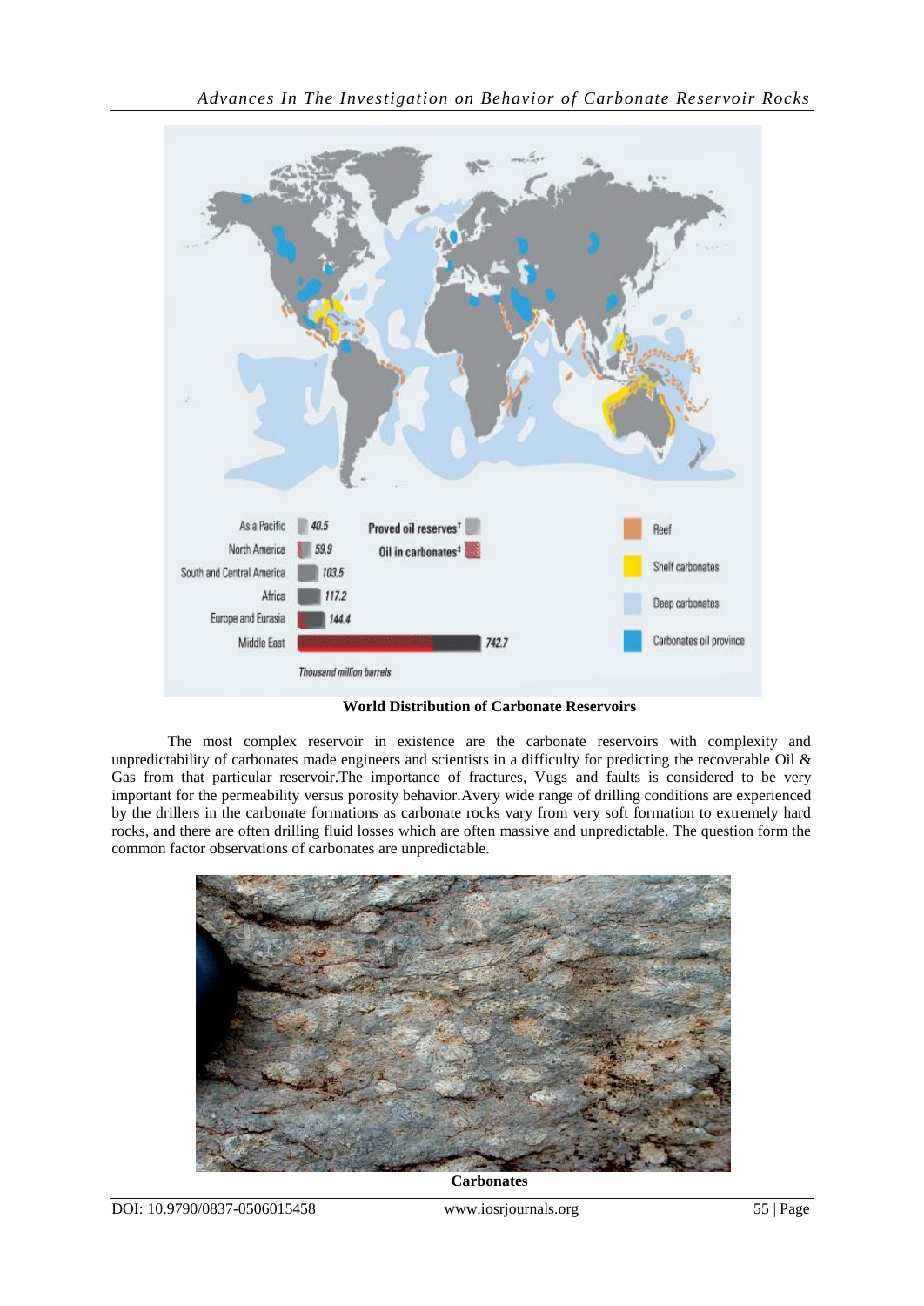**World Distribution of Carbonate Reservoirs**

The most complex reservoir in existence are the carbonate reservoirs with complexity and unpredictability of carbonates made engineers and scientists in a difficulty for predicting the recoverable Oil & Gas from that particular reservoir.The importance of fractures, Vugs and faults is considered to be very important for the permeability versus porosity behavior.Avery wide range of drilling conditions are experienced by the drillers in the carbonate formations as carbonate rocks vary from very soft formation to extremely hard rocks, and there are often drilling fluid losses which are often massive and unpredictable. The question form the common factor observations of carbonates are unpredictable.

**Carbonates**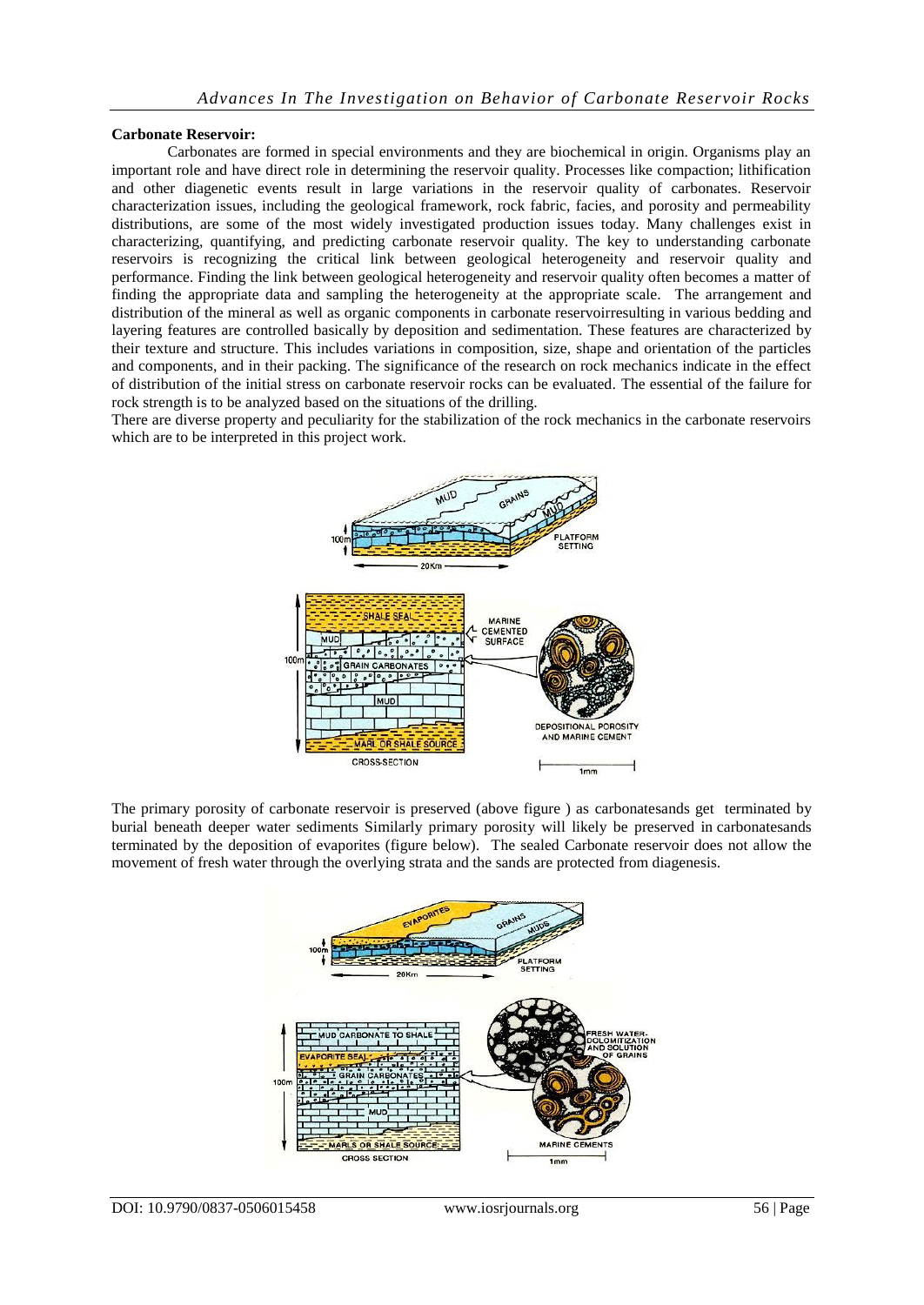**Carbonate Reservoir:**

Carbonates are formed in special environments and they are biochemical in origin. Organisms play an important role and have direct role in determining the reservoir quality. Processes like compaction; lithification and other diagenetic events result in large variations in the reservoir quality of carbonates. Reservoir characterization issues, including the geological framework, rock fabric, facies, and porosity and permeability distributions, are some of the most widely investigated production issues today. Many challenges exist in characterizing, quantifying, and predicting carbonate reservoir quality. The key to understanding carbonate reservoirs is recognizing the critical link between geological heterogeneity and reservoir quality and performance. Finding the link between geological heterogeneity and reservoir quality often becomes a matter of finding the appropriate data and sampling the heterogeneity at the appropriate scale. The arrangement and distribution of the mineral as well as organic components in carbonate reservoirresulting in various bedding and layering features are controlled basically by deposition and sedimentation. These features are characterized by their texture and structure. This includes variations in composition, size, shape and orientation of the particles and components, and in their packing. The significance of the research on rock mechanics indicate in the effect of distribution of the initial stress on carbonate reservoir rocks can be evaluated. The essential of the failure for rock strength is to be analyzed based on the situations of the drilling.

There are diverse property and peculiarity for the stabilization of the rock mechanics in the carbonate reservoirs which are to be interpreted in this project work.

The primary porosity of carbonate reservoir is preserved (above figure ) as carbonatesands get terminated by burial beneath deeper water sediments Similarly primary porosity will likely be preserved in carbonatesands terminated by the deposition of evaporites (figure below). The sealed Carbonate reservoir does not allow the movement of fresh water through the overlying strata and the sands are protected from diagenesis.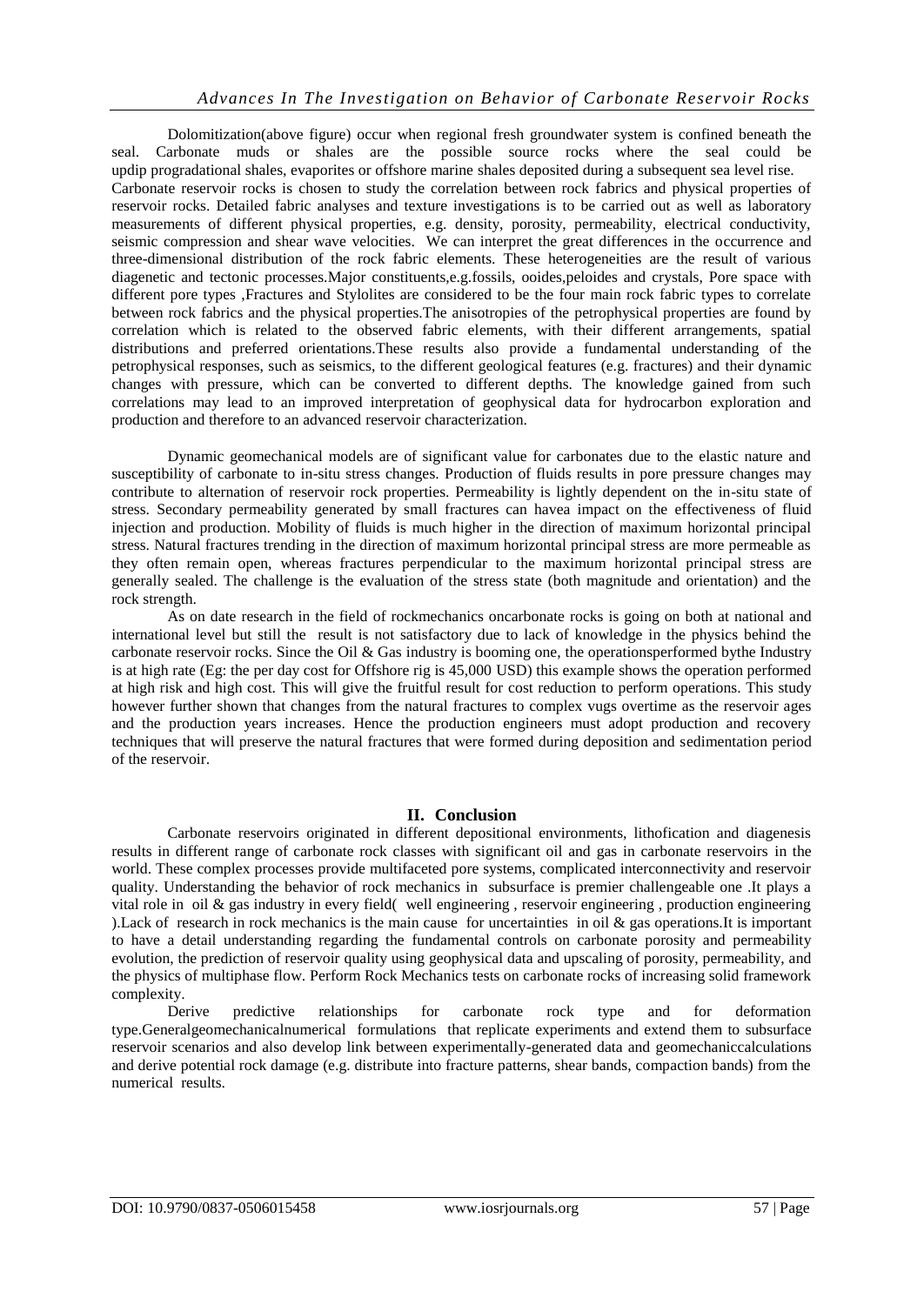Dolomitization(above figure) occur when regional fresh groundwater system is confined beneath the seal. Carbonate muds or shales are the possible source rocks where the seal could be updip progradational shales, evaporites or offshore marine shales deposited during a subsequent sea level rise. Carbonate reservoir rocks is chosen to study the correlation between rock fabrics and physical properties of reservoir rocks. Detailed fabric analyses and texture investigations is to be carried out as well as laboratory measurements of different physical properties, e.g. density, porosity, permeability, electrical conductivity, seismic compression and shear wave velocities. We can interpret the great differences in the occurrence and three-dimensional distribution of the rock fabric elements. These heterogeneities are the result of various diagenetic and tectonic processes.Major constituents,e.g.fossils, ooides,peloides and crystals, Pore space with different pore types ,Fractures and Stylolites are considered to be the four main rock fabric types to correlate between rock fabrics and the physical properties.The anisotropies of the petrophysical properties are found by correlation which is related to the observed fabric elements, with their different arrangements, spatial distributions and preferred orientations.These results also provide a fundamental understanding of the petrophysical responses, such as seismics, to the different geological features (e.g. fractures) and their dynamic changes with pressure, which can be converted to different depths. The knowledge gained from such correlations may lead to an improved interpretation of geophysical data for hydrocarbon exploration and production and therefore to an advanced reservoir characterization.

Dynamic geomechanical models are of significant value for carbonates due to the elastic nature and susceptibility of carbonate to in-situ stress changes. Production of fluids results in pore pressure changes may contribute to alternation of reservoir rock properties. Permeability is lightly dependent on the in-situ state of stress. Secondary permeability generated by small fractures can havea impact on the effectiveness of fluid injection and production. Mobility of fluids is much higher in the direction of maximum horizontal principal stress. Natural fractures trending in the direction of maximum horizontal principal stress are more permeable as they often remain open, whereas fractures perpendicular to the maximum horizontal principal stress are generally sealed. The challenge is the evaluation of the stress state (both magnitude and orientation) and the rock strength.

As on date research in the field of rockmechanics oncarbonate rocks is going on both at national and international level but still the result is not satisfactory due to lack of knowledge in the physics behind the carbonate reservoir rocks. Since the Oil & Gas industry is booming one, the operationsperformed bythe Industry is at high rate (Eg: the per day cost for Offshore rig is 45,000 USD) this example shows the operation performed at high risk and high cost. This will give the fruitful result for cost reduction to perform operations. This study however further shown that changes from the natural fractures to complex vugs overtime as the reservoir ages and the production years increases. Hence the production engineers must adopt production and recovery techniques that will preserve the natural fractures that were formed during deposition and sedimentation period of the reservoir.

## II. Conclusion

Carbonate reservoirs originated in different depositional environments, lithofication and diagenesis results in different range of carbonate rock classes with significant oil and gas in carbonate reservoirs in the world. These complex processes provide multifaceted pore systems, complicated interconnectivity and reservoir quality. Understanding the behavior of rock mechanics in subsurface is premier challengeable one .It plays a vital role in oil & gas industry in every field( well engineering , reservoir engineering , production engineering ).Lack of research in rock mechanics is the main cause for uncertainties in oil & gas operations.It is important to have a detail understanding regarding the fundamental controls on carbonate porosity and permeability evolution, the prediction of reservoir quality using geophysical data and upscaling of porosity, permeability, and the physics of multiphase flow. Perform Rock Mechanics tests on carbonate rocks of increasing solid framework complexity.

Derive predictive relationships for carbonate rock type and for deformation type.Generalgeomechanicalnumerical formulations that replicate experiments and extend them to subsurface reservoir scenarios and also develop link between experimentally-generated data and geomechaniccalculations and derive potential rock damage (e.g. distribute into fracture patterns, shear bands, compaction bands) from the numerical results.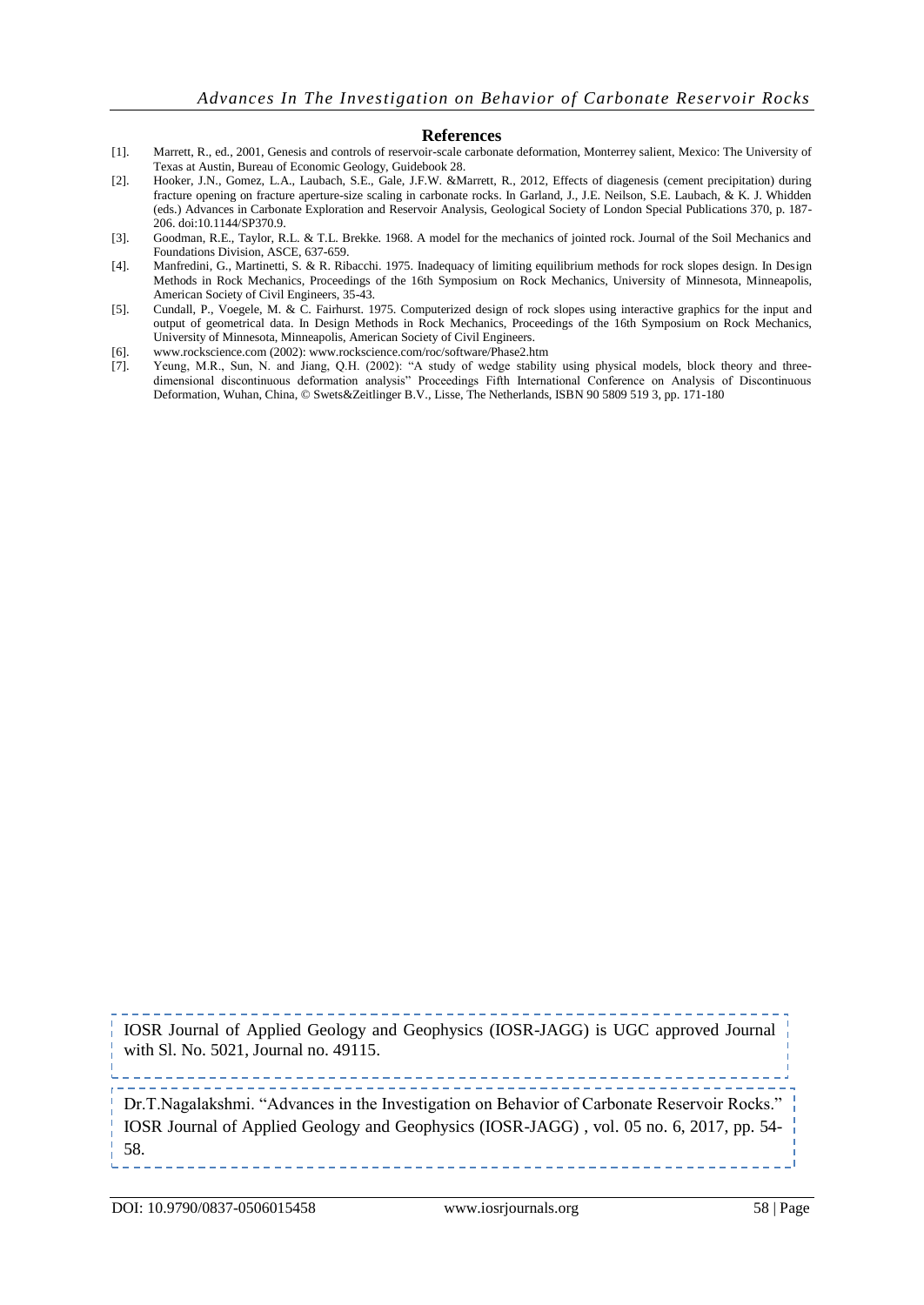## References

[1]. Marrett, R., ed., 2001, Genesis and controls of reservoir-scale carbonate deformation, Monterrey salient, Mexico: The University of Texas at Austin, Bureau of Economic Geology, Guidebook 28.

[2]. Hooker, J.N., Gomez, L.A., Laubach, S.E., Gale, J.F.W. &Marrett, R., 2012, Effects of diagenesis (cement precipitation) during fracture opening on fracture aperture-size scaling in carbonate rocks. In Garland, J., J.E. Neilson, S.E. Laubach, & K. J. Whidden (eds.) Advances in Carbonate Exploration and Reservoir Analysis, Geological Society of London Special Publications 370, p. 187-206. doi:10.1144/SP370.9.

[3]. Goodman, R.E., Taylor, R.L. & T.L. Brekke. 1968. A model for the mechanics of jointed rock. Journal of the Soil Mechanics and Foundations Division, ASCE, 637-659.

[4]. Manfredini, G., Martinetti, S. & R. Ribacchi. 1975. Inadequacy of limiting equilibrium methods for rock slopes design. In Design Methods in Rock Mechanics, Proceedings of the 16th Symposium on Rock Mechanics, University of Minnesota, Minneapolis, American Society of Civil Engineers, 35-43.

[5]. Cundall, P., Voegele, M. & C. Fairhurst. 1975. Computerized design of rock slopes using interactive graphics for the input and output of geometrical data. In Design Methods in Rock Mechanics, Proceedings of the 16th Symposium on Rock Mechanics, University of Minnesota, Minneapolis, American Society of Civil Engineers.

[6]. www.rockscience.com (2002): www.rockscience.com/roc/software/Phase2.htm

[7]. Yeung, M.R., Sun, N. and Jiang, Q.H. (2002): "A study of wedge stability using physical models, block theory and three-dimensional discontinuous deformation analysis" Proceedings Fifth International Conference on Analysis of Discontinuous Deformation, Wuhan, China, © Swets&Zeitlinger B.V., Lisse, The Netherlands, ISBN 90 5809 519 3, pp. 171-180

IOSR Journal of Applied Geology and Geophysics (IOSR-JAGG) is UGC approved Journal with Sl. No. 5021, Journal no. 49115.

Dr.T.Nagalakshmi. "Advances in the Investigation on Behavior of Carbonate Reservoir Rocks." IOSR Journal of Applied Geology and Geophysics (IOSR-JAGG) , vol. 05 no. 6, 2017, pp. 54-58.